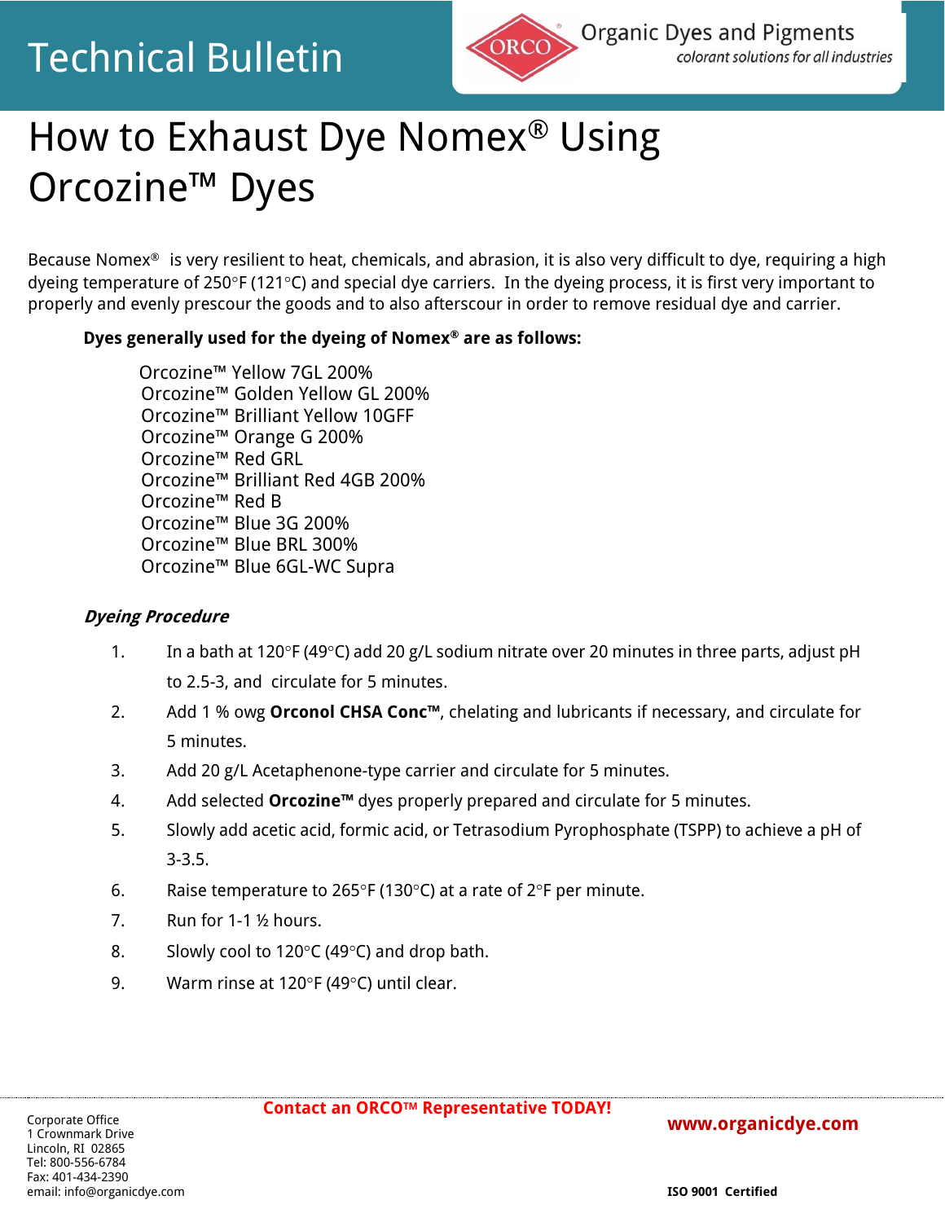Technical Bulletin

ORCO® Organic Dyes and Pigments
*colorant solutions for all industries*

# How to Exhaust Dye Nomex® Using Orcozine™ Dyes

Because Nomex® is very resilient to heat, chemicals, and abrasion, it is also very difficult to dye, requiring a high dyeing temperature of 250°F (121°C) and special dye carriers. In the dyeing process, it is first very important to properly and evenly prescour the goods and to also afterscour in order to remove residual dye and carrier.

**Dyes generally used for the dyeing of Nomex® are as follows:**

Orcozine™ Yellow 7GL 200%
Orcozine™ Golden Yellow GL 200%
Orcozine™ Brilliant Yellow 10GFF
Orcozine™ Orange G 200%
Orcozine™ Red GRL
Orcozine™ Brilliant Red 4GB 200%
Orcozine™ Red B
Orcozine™ Blue 3G 200%
Orcozine™ Blue BRL 300%
Orcozine™ Blue 6GL-WC Supra

***Dyeing Procedure***

1. In a bath at 120°F (49°C) add 20 g/L sodium nitrate over 20 minutes in three parts, adjust pH to 2.5-3, and circulate for 5 minutes.
2. Add 1 % owg **Orconol CHSA Conc™**, chelating and lubricants if necessary, and circulate for 5 minutes.
3. Add 20 g/L Acetaphenone-type carrier and circulate for 5 minutes.
4. Add selected **Orcozine™** dyes properly prepared and circulate for 5 minutes.
5. Slowly add acetic acid, formic acid, or Tetrasodium Pyrophosphate (TSPP) to achieve a pH of 3-3.5.
6. Raise temperature to 265°F (130°C) at a rate of 2°F per minute.
7. Run for 1-1 ½ hours.
8. Slowly cool to 120°C (49°C) and drop bath.
9. Warm rinse at 120°F (49°C) until clear.

Corporate Office
1 Crownmark Drive
Lincoln, RI 02865
Tel: 800-556-6784
Fax: 401-434-2390
email: info@organicdye.com

**Contact an ORCO™ Representative TODAY!**

**www.organicdye.com**

**ISO 9001 Certified**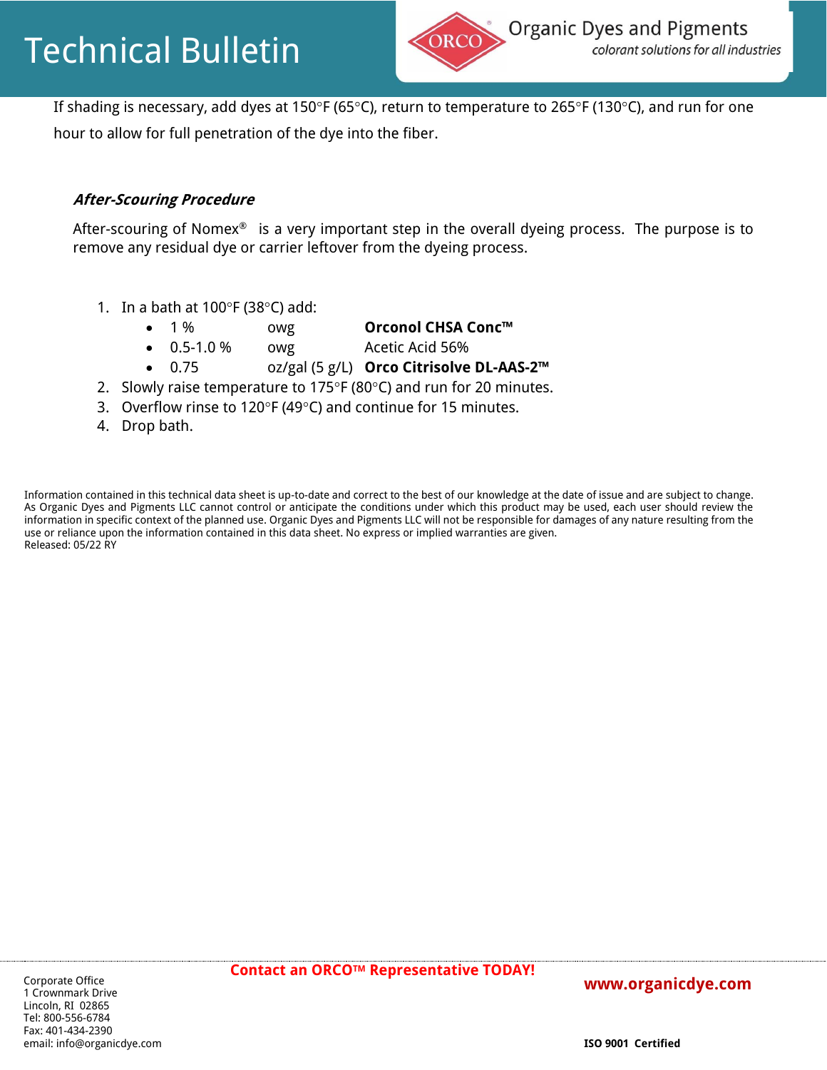If shading is necessary, add dyes at 150°F (65°C), return to temperature to 265°F (130°C), and run for one hour to allow for full penetration of the dye into the fiber.

### *After-Scouring Procedure*

After-scouring of Nomex® is a very important step in the overall dyeing process. The purpose is to remove any residual dye or carrier leftover from the dyeing process.

1. In a bath at 100°F (38°C) add:
   - 1 % owg **Orconol CHSA Conc™**
   - 0.5-1.0 % owg Acetic Acid 56%
   - 0.75 oz/gal (5 g/L) **Orco Citrisolve DL-AAS-2™**
2. Slowly raise temperature to 175°F (80°C) and run for 20 minutes.
3. Overflow rinse to 120°F (49°C) and continue for 15 minutes.
4. Drop bath.

Information contained in this technical data sheet is up-to-date and correct to the best of our knowledge at the date of issue and are subject to change. As Organic Dyes and Pigments LLC cannot control or anticipate the conditions under which this product may be used, each user should review the information in specific context of the planned use. Organic Dyes and Pigments LLC will not be responsible for damages of any nature resulting from the use or reliance upon the information contained in this data sheet. No express or implied warranties are given.
Released: 05/22 RY